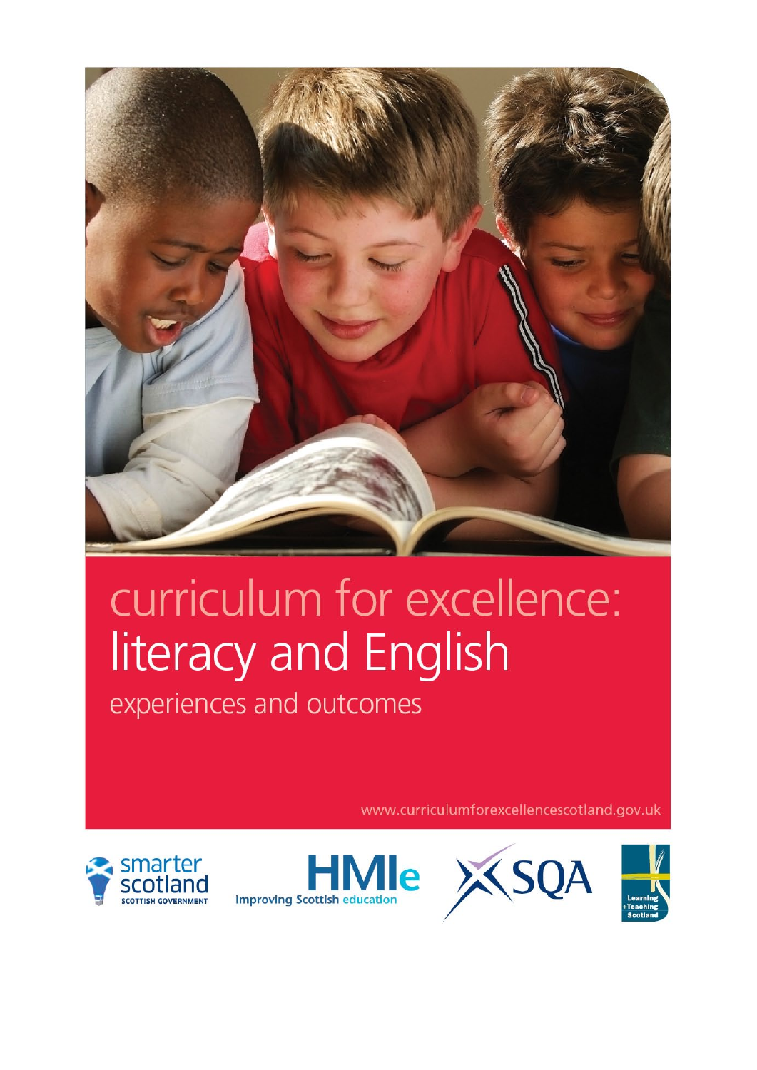# curriculum for excellence: literacy and English

experiences and outcomes

www.curriculumforexcellencescotland.gov.uk

smarter scotland
SCOTTISH GOVERNMENT

HMIe
improving Scottish education

SQA

Learning +Teaching Scotland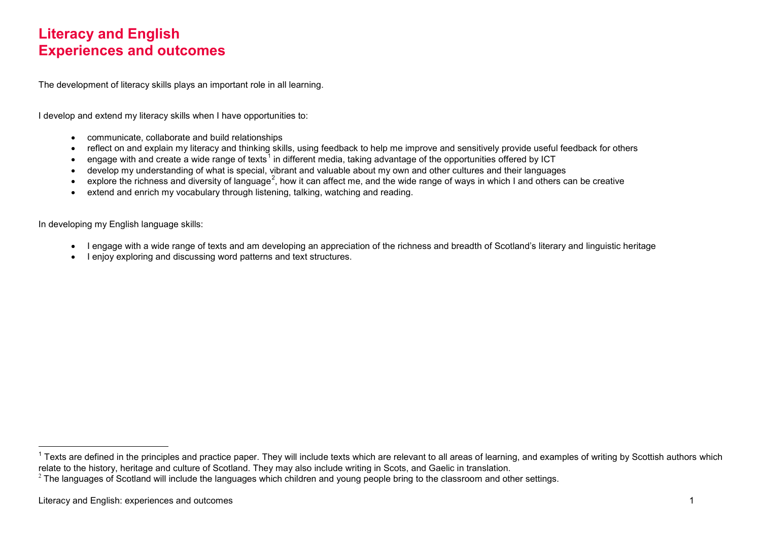# Literacy and English
# Experiences and outcomes

The development of literacy skills plays an important role in all learning.

I develop and extend my literacy skills when I have opportunities to:

- communicate, collaborate and build relationships
- reflect on and explain my literacy and thinking skills, using feedback to help me improve and sensitively provide useful feedback for others
- engage with and create a wide range of texts[1] in different media, taking advantage of the opportunities offered by ICT
- develop my understanding of what is special, vibrant and valuable about my own and other cultures and their languages
- explore the richness and diversity of language[2], how it can affect me, and the wide range of ways in which I and others can be creative
- extend and enrich my vocabulary through listening, talking, watching and reading.

In developing my English language skills:

- I engage with a wide range of texts and am developing an appreciation of the richness and breadth of Scotland's literary and linguistic heritage
- I enjoy exploring and discussing word patterns and text structures.

---

[1] Texts are defined in the principles and practice paper. They will include texts which are relevant to all areas of learning, and examples of writing by Scottish authors which relate to the history, heritage and culture of Scotland. They may also include writing in Scots, and Gaelic in translation.

[2] The languages of Scotland will include the languages which children and young people bring to the classroom and other settings.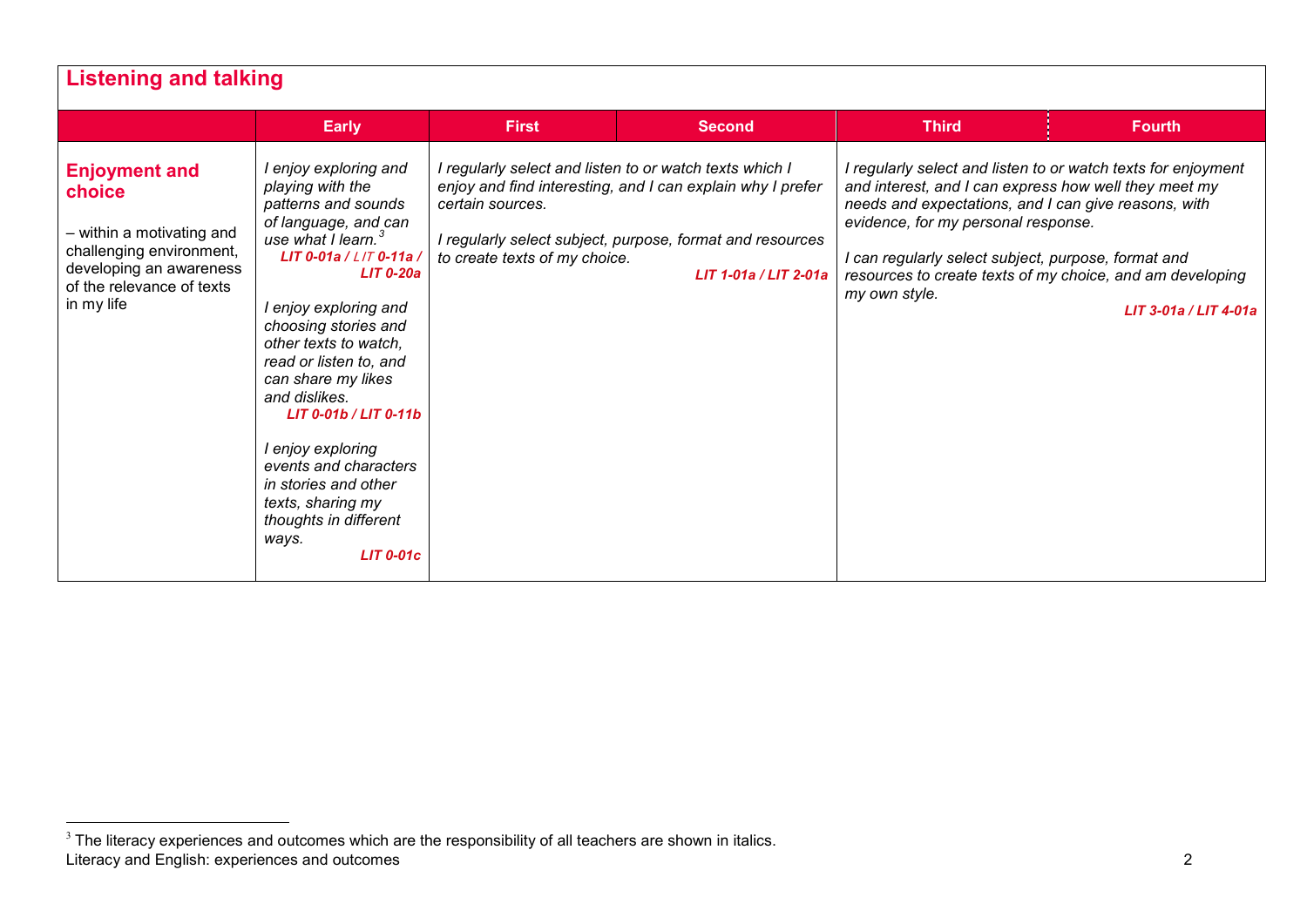## Listening and talking

| | Early | First | Second | Third | Fourth |
|---|---|---|---|---|---|
| **Enjoyment and choice**<br><br>– within a motivating and challenging environment, developing an awareness of the relevance of texts in my life | *I enjoy exploring and playing with the patterns and sounds of language, and can use what I learn.*[3]<br>**LIT 0-01a / LIT 0-11a / LIT 0-20a**<br><br>*I enjoy exploring and choosing stories and other texts to watch, read or listen to, and can share my likes and dislikes.*<br>**LIT 0-01b / LIT 0-11b**<br><br>*I enjoy exploring events and characters in stories and other texts, sharing my thoughts in different ways.*<br>**LIT 0-01c** | *I regularly select and listen to or watch texts which I enjoy and find interesting, and I can explain why I prefer certain sources.*<br><br>*I regularly select subject, purpose, format and resources to create texts of my choice.*<br>**LIT 1-01a / LIT 2-01a** | | *I regularly select and listen to or watch texts for enjoyment and interest, and I can express how well they meet my needs and expectations, and I can give reasons, with evidence, for my personal response.*<br><br>*I can regularly select subject, purpose, format and resources to create texts of my choice, and am developing my own style.*<br>**LIT 3-01a / LIT 4-01a** | |

[3] The literacy experiences and outcomes which are the responsibility of all teachers are shown in italics.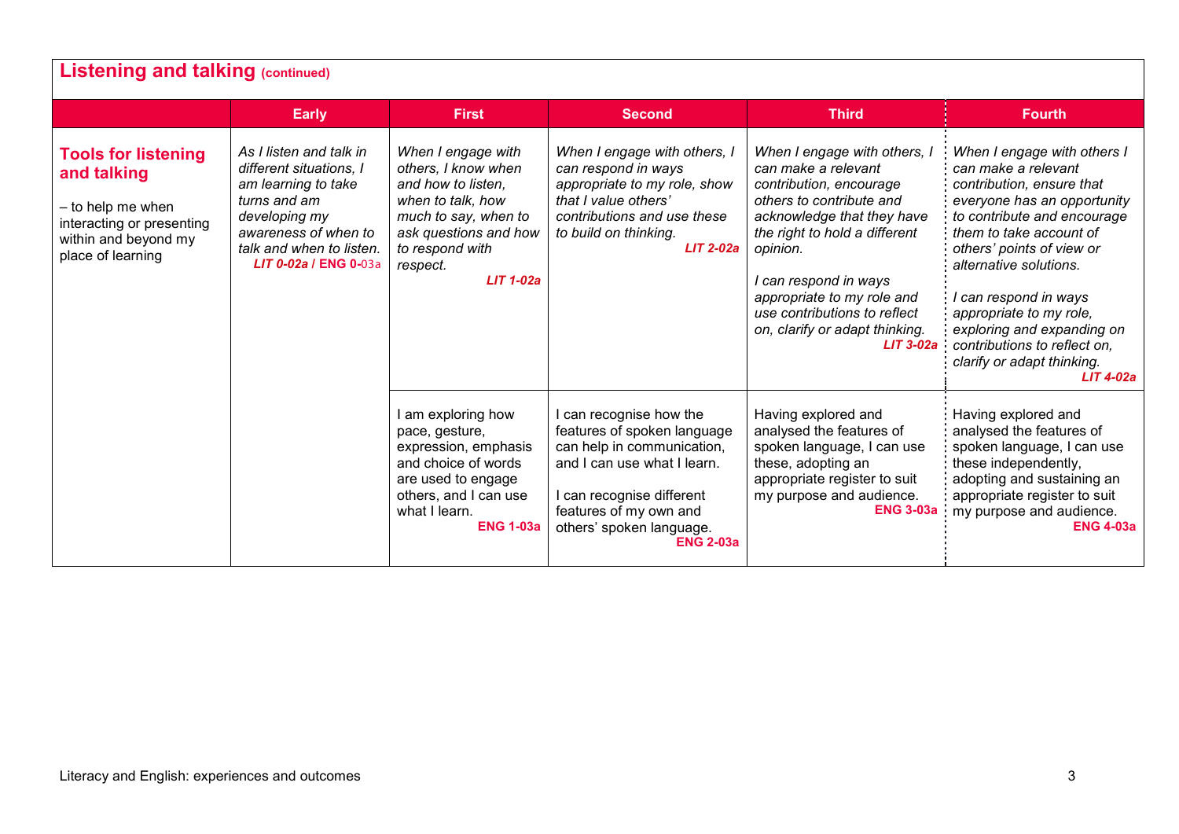## Listening and talking (continued)

| | Early | First | Second | Third | Fourth |
|---|---|---|---|---|---|
| **Tools for listening and talking** – to help me when interacting or presenting within and beyond my place of learning | *As I listen and talk in different situations, I am learning to take turns and am developing my awareness of when to talk and when to listen.* ***LIT 0-02a*** **/ ENG 0-03a** | *When I engage with others, I know when and how to listen, when to talk, how much to say, when to ask questions and how to respond with respect.* ***LIT 1-02a*** | *When I engage with others, I can respond in ways appropriate to my role, show that I value others' contributions and use these to build on thinking.* ***LIT 2-02a*** | *When I engage with others, I can make a relevant contribution, encourage others to contribute and acknowledge that they have the right to hold a different opinion.* *I can respond in ways appropriate to my role and use contributions to reflect on, clarify or adapt thinking.* ***LIT 3-02a*** | *When I engage with others I can make a relevant contribution, ensure that everyone has an opportunity to contribute and encourage them to take account of others' points of view or alternative solutions.* *I can respond in ways appropriate to my role, exploring and expanding on contributions to reflect on, clarify or adapt thinking.* ***LIT 4-02a*** |
| | | I am exploring how pace, gesture, expression, emphasis and choice of words are used to engage others, and I can use what I learn. **ENG 1-03a** | I can recognise how the features of spoken language can help in communication, and I can use what I learn. I can recognise different features of my own and others' spoken language. **ENG 2-03a** | Having explored and analysed the features of spoken language, I can use these, adopting an appropriate register to suit my purpose and audience. **ENG 3-03a** | Having explored and analysed the features of spoken language, I can use these independently, adopting and sustaining an appropriate register to suit my purpose and audience. **ENG 4-03a** |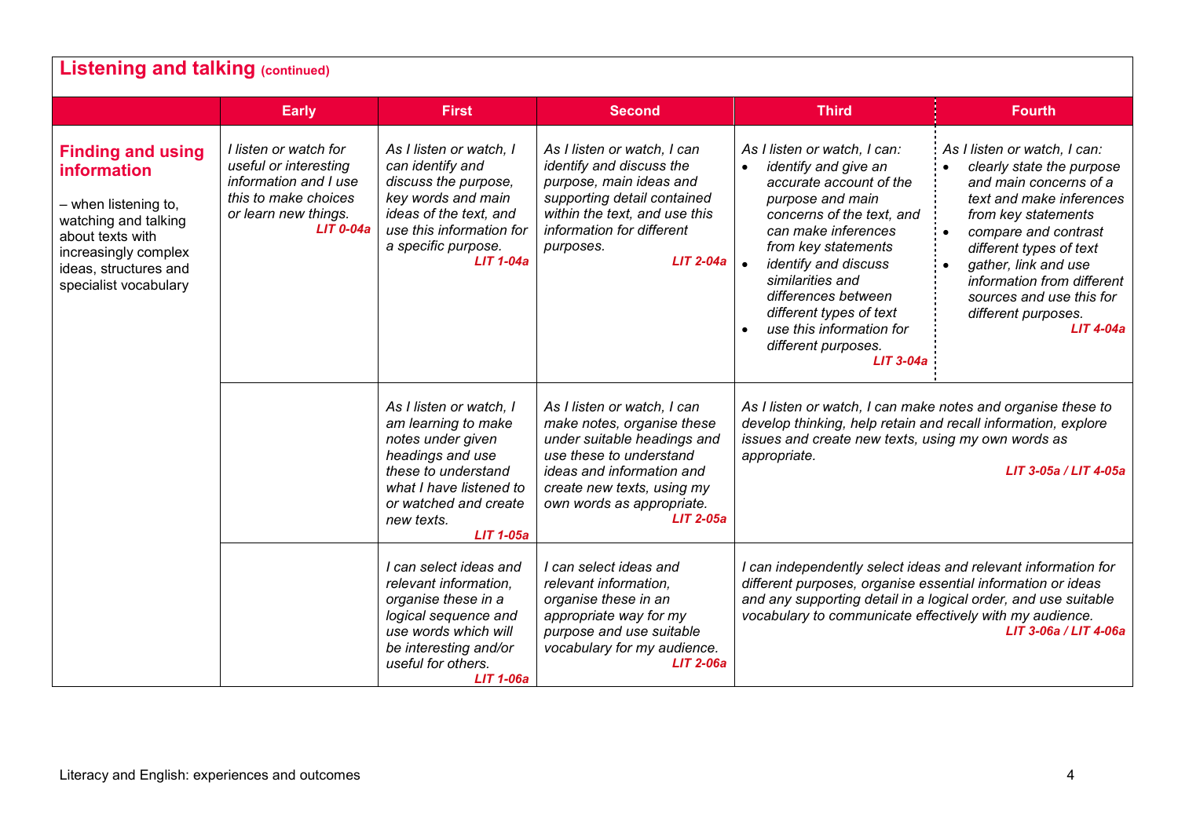## Listening and talking (continued)

| | Early | First | Second | Third | Fourth |
|---|---|---|---|---|---|
| **Finding and using information**<br><br>– when listening to, watching and talking about texts with increasingly complex ideas, structures and specialist vocabulary | *I listen or watch for useful or interesting information and I use this to make choices or learn new things.*<br>**LIT 0-04a** | *As I listen or watch, I can identify and discuss the purpose, key words and main ideas of the text, and use this information for a specific purpose.*<br>**LIT 1-04a** | *As I listen or watch, I can identify and discuss the purpose, main ideas and supporting detail contained within the text, and use this information for different purposes.*<br>**LIT 2-04a** | *As I listen or watch, I can:*<br>• *identify and give an accurate account of the purpose and main concerns of the text, and can make inferences from key statements*<br>• *identify and discuss similarities and differences between different types of text*<br>• *use this information for different purposes.*<br>**LIT 3-04a** | *As I listen or watch, I can:*<br>• *clearly state the purpose and main concerns of a text and make inferences from key statements*<br>• *compare and contrast different types of text*<br>• *gather, link and use information from different sources and use this for different purposes.*<br>**LIT 4-04a** |
| | | *As I listen or watch, I am learning to make notes under given headings and use these to understand what I have listened to or watched and create new texts.*<br>**LIT 1-05a** | *As I listen or watch, I can make notes, organise these under suitable headings and use these to understand ideas and information and create new texts, using my own words as appropriate.*<br>**LIT 2-05a** | *As I listen or watch, I can make notes and organise these to develop thinking, help retain and recall information, explore issues and create new texts, using my own words as appropriate.*<br>**LIT 3-05a / LIT 4-05a** | |
| | | *I can select ideas and relevant information, organise these in a logical sequence and use words which will be interesting and/or useful for others.*<br>**LIT 1-06a** | *I can select ideas and relevant information, organise these in an appropriate way for my purpose and use suitable vocabulary for my audience.*<br>**LIT 2-06a** | *I can independently select ideas and relevant information for different purposes, organise essential information or ideas and any supporting detail in a logical order, and use suitable vocabulary to communicate effectively with my audience.*<br>**LIT 3-06a / LIT 4-06a** | |

Literacy and English: experiences and outcomes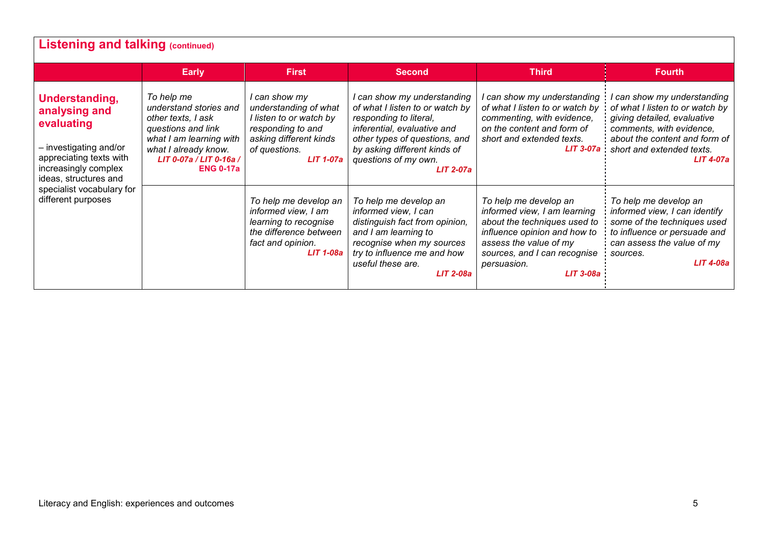## Listening and talking (continued)

| | Early | First | Second | Third | Fourth |
|---|---|---|---|---|---|
| **Understanding, analysing and evaluating**<br><br>– investigating and/or appreciating texts with increasingly complex ideas, structures and specialist vocabulary for different purposes | *To help me understand stories and other texts, I ask questions and link what I am learning with what I already know.*<br>***LIT 0-07a / LIT 0-16a / ENG 0-17a*** | *I can show my understanding of what I listen to or watch by responding to and asking different kinds of questions.*<br>***LIT 1-07a*** | *I can show my understanding of what I listen to or watch by responding to literal, inferential, evaluative and other types of questions, and by asking different kinds of questions of my own.*<br>***LIT 2-07a*** | *I can show my understanding of what I listen to or watch by commenting, with evidence, on the content and form of short and extended texts.*<br>***LIT 3-07a*** | *I can show my understanding of what I listen to or watch by giving detailed, evaluative comments, with evidence, about the content and form of short and extended texts.*<br>***LIT 4-07a*** |
| | | *To help me develop an informed view, I am learning to recognise the difference between fact and opinion.*<br>***LIT 1-08a*** | *To help me develop an informed view, I can distinguish fact from opinion, and I am learning to recognise when my sources try to influence me and how useful these are.*<br>***LIT 2-08a*** | *To help me develop an informed view, I am learning about the techniques used to influence opinion and how to assess the value of my sources, and I can recognise persuasion.*<br>***LIT 3-08a*** | *To help me develop an informed view, I can identify some of the techniques used to influence or persuade and can assess the value of my sources.*<br>***LIT 4-08a*** |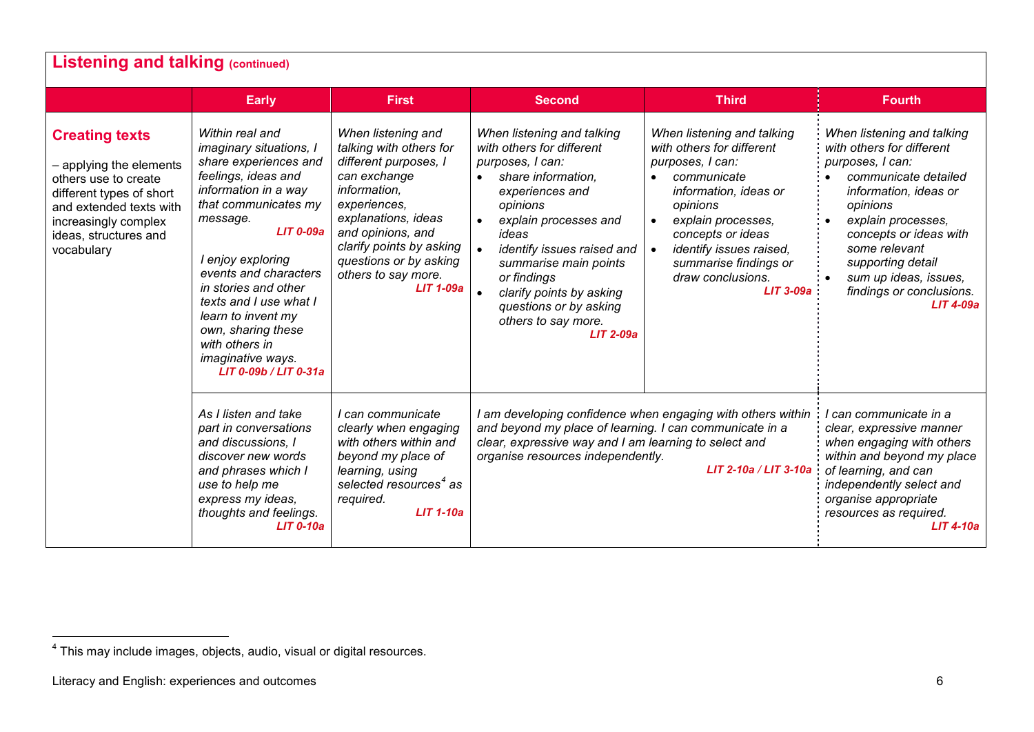## Listening and talking (continued)

| | Early | First | Second | Third | Fourth |
|---|---|---|---|---|---|
| **Creating texts**<br><br>– applying the elements others use to create different types of short and extended texts with increasingly complex ideas, structures and vocabulary | *Within real and imaginary situations, I share experiences and feelings, ideas and information in a way that communicates my message.*<br>**LIT 0-09a**<br><br>*I enjoy exploring events and characters in stories and other texts and I use what I learn to invent my own, sharing these with others in imaginative ways.*<br>**LIT 0-09b / LIT 0-31a** | *When listening and talking with others for different purposes, I can exchange information, experiences, explanations, ideas and opinions, and clarify points by asking questions or by asking others to say more.*<br>**LIT 1-09a** | *When listening and talking with others for different purposes, I can:*<br>• *share information, experiences and opinions*<br>• *explain processes and ideas*<br>• *identify issues raised and summarise main points or findings*<br>• *clarify points by asking questions or by asking others to say more.*<br>**LIT 2-09a** | *When listening and talking with others for different purposes, I can:*<br>• *communicate information, ideas or opinions*<br>• *explain processes, concepts or ideas*<br>• *identify issues raised, summarise findings or draw conclusions.*<br>**LIT 3-09a** | *When listening and talking with others for different purposes, I can:*<br>• *communicate detailed information, ideas or opinions*<br>• *explain processes, concepts or ideas with some relevant supporting detail*<br>• *sum up ideas, issues, findings or conclusions.*<br>**LIT 4-09a** |
| | *As I listen and take part in conversations and discussions, I discover new words and phrases which I use to help me express my ideas, thoughts and feelings.*<br>**LIT 0-10a** | *I can communicate clearly when engaging with others within and beyond my place of learning, using selected resources[4] as required.*<br>**LIT 1-10a** | *I am developing confidence when engaging with others within and beyond my place of learning. I can communicate in a clear, expressive way and I am learning to select and organise resources independently.*<br>**LIT 2-10a / LIT 3-10a** | | *I can communicate in a clear, expressive manner when engaging with others within and beyond my place of learning, and can independently select and organise appropriate resources as required.*<br>**LIT 4-10a** |

[4] This may include images, objects, audio, visual or digital resources.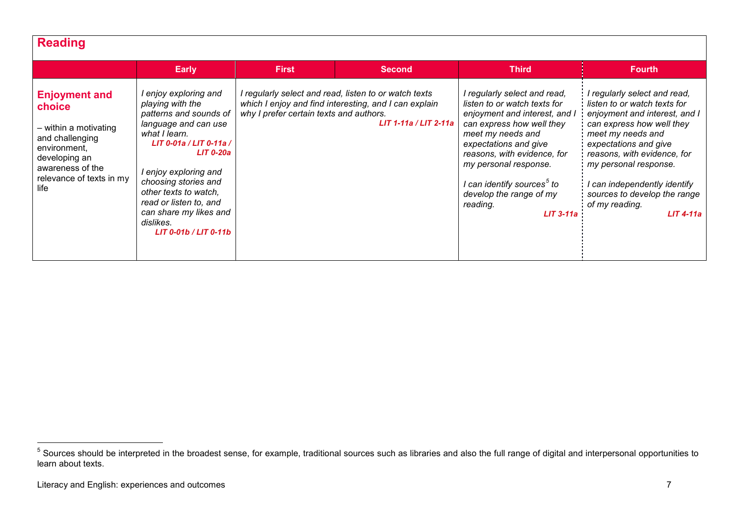## Reading

| | Early | First | Second | Third | Fourth |
|---|---|---|---|---|---|
| **Enjoyment and choice** – within a motivating and challenging environment, developing an awareness of the relevance of texts in my life | *I enjoy exploring and playing with the patterns and sounds of language and can use what I learn.* ***LIT 0-01a / LIT 0-11a / LIT 0-20a*** <br><br> *I enjoy exploring and choosing stories and other texts to watch, read or listen to, and can share my likes and dislikes.* ***LIT 0-01b / LIT 0-11b*** | *I regularly select and read, listen to or watch texts which I enjoy and find interesting, and I can explain why I prefer certain texts and authors.* ***LIT 1-11a / LIT 2-11a*** | | *I regularly select and read, listen to or watch texts for enjoyment and interest, and I can express how well they meet my needs and expectations and give reasons, with evidence, for my personal response.* <br><br> *I can identify sources[5] to develop the range of my reading.* ***LIT 3-11a*** | *I regularly select and read, listen to or watch texts for enjoyment and interest, and I can express how well they meet my needs and expectations and give reasons, with evidence, for my personal response.* <br><br> *I can independently identify sources to develop the range of my reading.* ***LIT 4-11a*** |

[5] Sources should be interpreted in the broadest sense, for example, traditional sources such as libraries and also the full range of digital and interpersonal opportunities to learn about texts.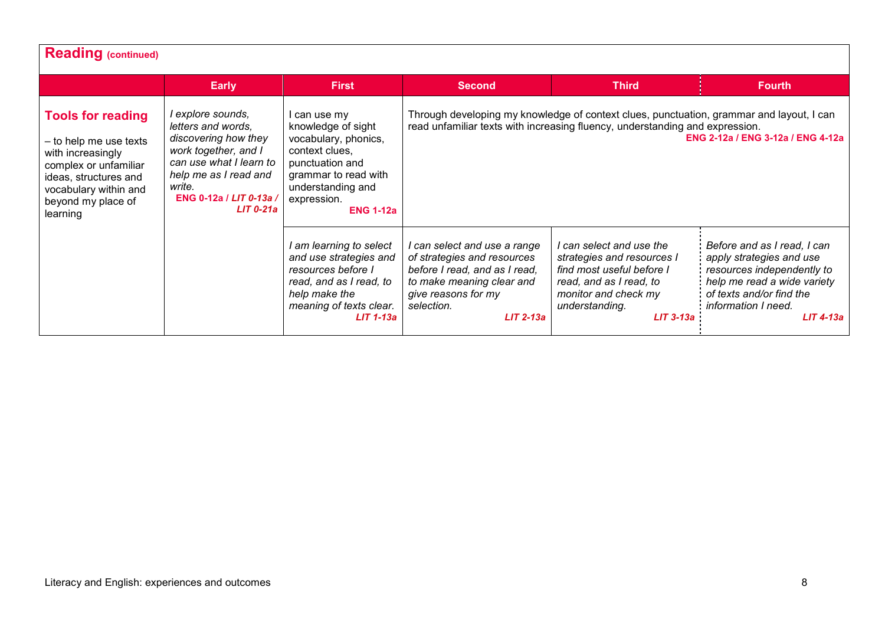## Reading (continued)

| | Early | First | Second | Third | Fourth |
|---|---|---|---|---|---|
| **Tools for reading** – to help me use texts with increasingly complex or unfamiliar ideas, structures and vocabulary within and beyond my place of learning | *I explore sounds, letters and words, discovering how they work together, and I can use what I learn to help me as I read and write.* **ENG 0-12a / *LIT 0-13a / LIT 0-21a*** | I can use my knowledge of sight vocabulary, phonics, context clues, punctuation and grammar to read with understanding and expression. **ENG 1-12a** | Through developing my knowledge of context clues, punctuation, grammar and layout, I can read unfamiliar texts with increasing fluency, understanding and expression. **ENG 2-12a / ENG 3-12a / ENG 4-12a** | | |
| | | *I am learning to select and use strategies and resources before I read, and as I read, to help make the meaning of texts clear.* ***LIT 1-13a*** | *I can select and use a range of strategies and resources before I read, and as I read, to make meaning clear and give reasons for my selection.* ***LIT 2-13a*** | *I can select and use the strategies and resources I find most useful before I read, and as I read, to monitor and check my understanding.* ***LIT 3-13a*** | *Before and as I read, I can apply strategies and use resources independently to help me read a wide variety of texts and/or find the information I need.* ***LIT 4-13a*** |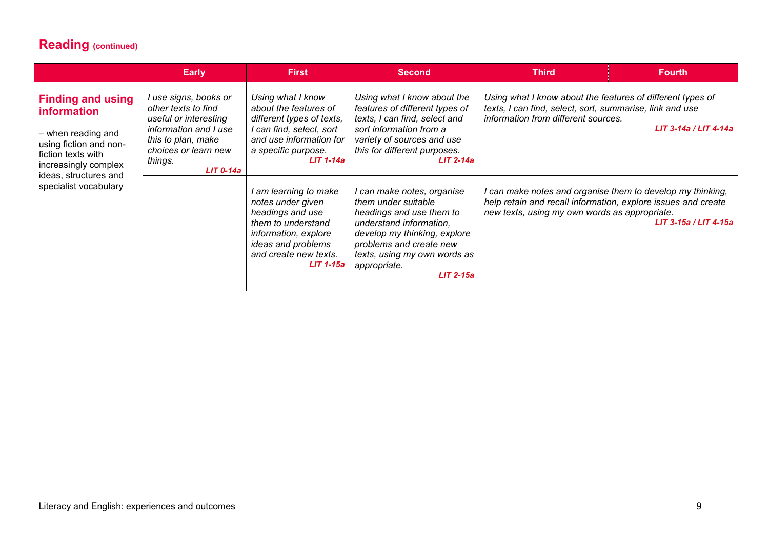## Reading (continued)

| | Early | First | Second | Third | Fourth |
|---|---|---|---|---|---|
| **Finding and using information** – when reading and using fiction and non-fiction texts with increasingly complex ideas, structures and specialist vocabulary | *I use signs, books or other texts to find useful or interesting information and I use this to plan, make choices or learn new things.* **LIT 0-14a** | *Using what I know about the features of different types of texts, I can find, select, sort and use information for a specific purpose.* **LIT 1-14a** | *Using what I know about the features of different types of texts, I can find, select and sort information from a variety of sources and use this for different purposes.* **LIT 2-14a** | *Using what I know about the features of different types of texts, I can find, select, sort, summarise, link and use information from different sources.* **LIT 3-14a / LIT 4-14a** | |
| | | *I am learning to make notes under given headings and use them to understand information, explore ideas and problems and create new texts.* **LIT 1-15a** | *I can make notes, organise them under suitable headings and use them to understand information, develop my thinking, explore problems and create new texts, using my own words as appropriate.* **LIT 2-15a** | *I can make notes and organise them to develop my thinking, help retain and recall information, explore issues and create new texts, using my own words as appropriate.* **LIT 3-15a / LIT 4-15a** | |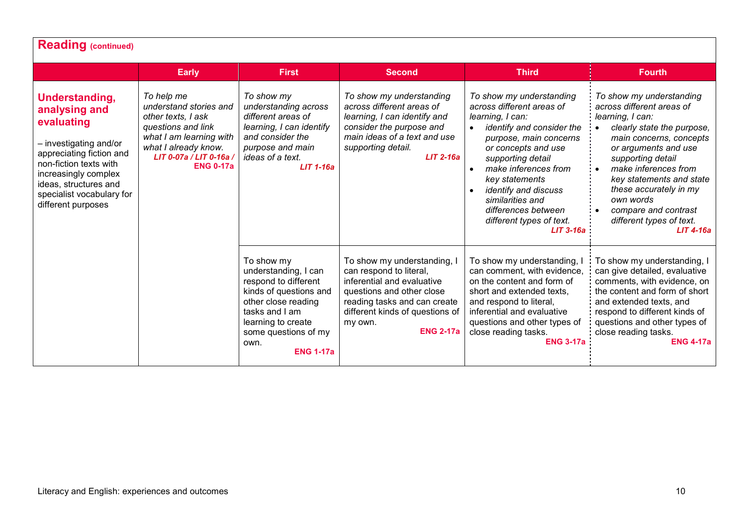## Reading (continued)

| | Early | First | Second | Third | Fourth |
|---|---|---|---|---|---|
| **Understanding, analysing and evaluating** <br><br> – investigating and/or appreciating fiction and non-fiction texts with increasingly complex ideas, structures and specialist vocabulary for different purposes | *To help me understand stories and other texts, I ask questions and link what I am learning with what I already know.* <br> ***LIT 0-07a / LIT 0-16a /*** **ENG 0-17a** | *To show my understanding across different areas of learning, I can identify and consider the purpose and main ideas of a text.* <br> ***LIT 1-16a*** | *To show my understanding across different areas of learning, I can identify and consider the purpose and main ideas of a text and use supporting detail.* <br> ***LIT 2-16a*** | *To show my understanding across different areas of learning, I can:* <br> • *identify and consider the purpose, main concerns or concepts and use supporting detail* <br> • *make inferences from key statements* <br> • *identify and discuss similarities and differences between different types of text.* <br> ***LIT 3-16a*** | *To show my understanding across different areas of learning, I can:* <br> • *clearly state the purpose, main concerns, concepts or arguments and use supporting detail* <br> • *make inferences from key statements and state these accurately in my own words* <br> • *compare and contrast different types of text.* <br> ***LIT 4-16a*** |
| | | To show my understanding, I can respond to different kinds of questions and other close reading tasks and I am learning to create some questions of my own. <br> **ENG 1-17a** | To show my understanding, I can respond to literal, inferential and evaluative questions and other close reading tasks and can create different kinds of questions of my own. <br> **ENG 2-17a** | To show my understanding, I can comment, with evidence, on the content and form of short and extended texts, and respond to literal, inferential and evaluative questions and other types of close reading tasks. <br> **ENG 3-17a** | To show my understanding, I can give detailed, evaluative comments, with evidence, on the content and form of short and extended texts, and respond to different kinds of questions and other types of close reading tasks. <br> **ENG 4-17a** |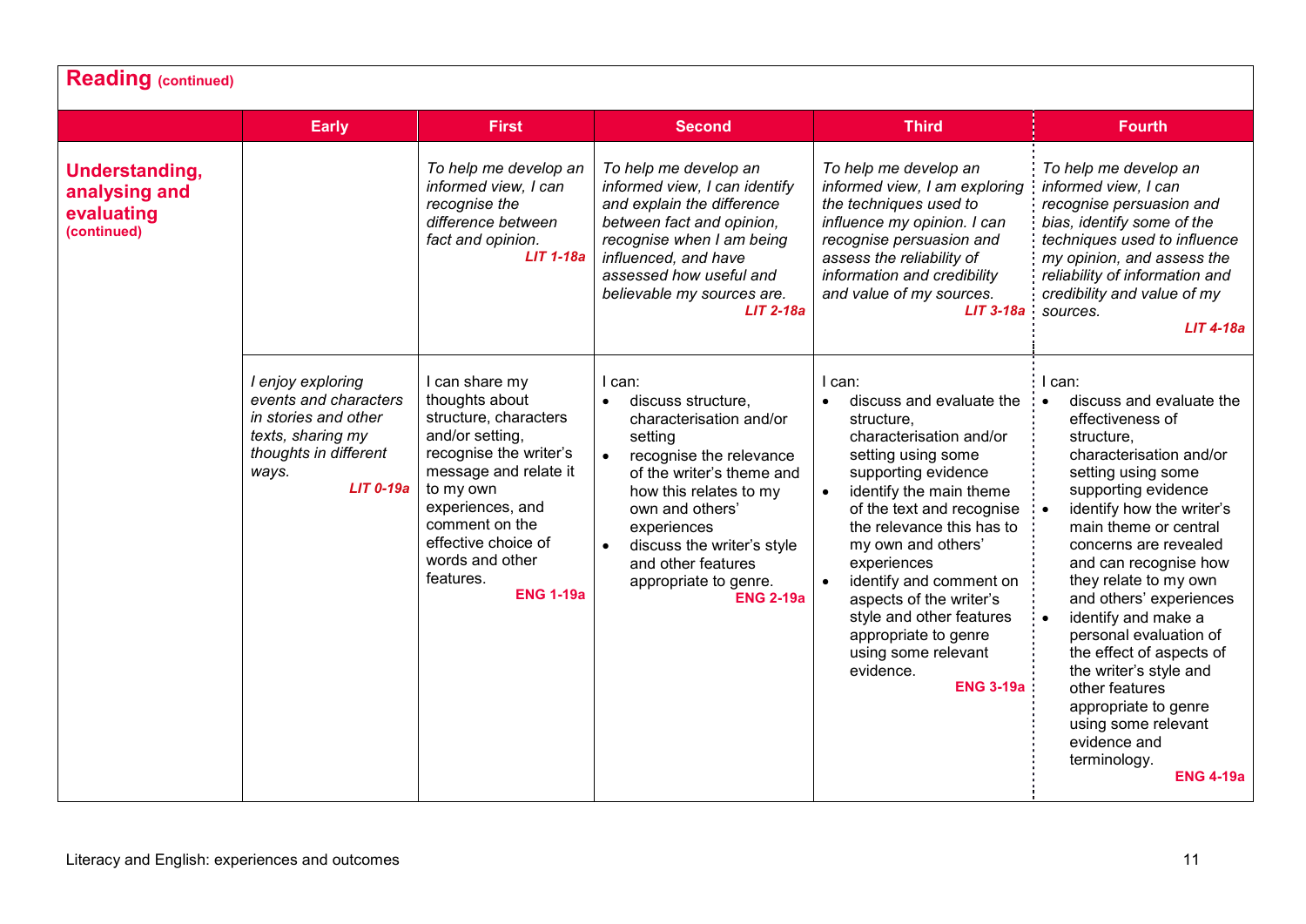## Reading (continued)

| | Early | First | Second | Third | Fourth |
|---|---|---|---|---|---|
| **Understanding, analysing and evaluating (continued)** | | *To help me develop an informed view, I can recognise the difference between fact and opinion.* ***LIT 1-18a*** | *To help me develop an informed view, I can identify and explain the difference between fact and opinion, recognise when I am being influenced, and have assessed how useful and believable my sources are.* ***LIT 2-18a*** | *To help me develop an informed view, I am exploring the techniques used to influence my opinion. I can recognise persuasion and assess the reliability of information and credibility and value of my sources.* ***LIT 3-18a*** | *To help me develop an informed view, I can recognise persuasion and bias, identify some of the techniques used to influence my opinion, and assess the reliability of information and credibility and value of my sources.* ***LIT 4-18a*** |
| | *I enjoy exploring events and characters in stories and other texts, sharing my thoughts in different ways.* ***LIT 0-19a*** | I can share my thoughts about structure, characters and/or setting, recognise the writer's message and relate it to my own experiences, and comment on the effective choice of words and other features. **ENG 1-19a** | I can:<br>• discuss structure, characterisation and/or setting<br>• recognise the relevance of the writer's theme and how this relates to my own and others' experiences<br>• discuss the writer's style and other features appropriate to genre. **ENG 2-19a** | I can:<br>• discuss and evaluate the structure, characterisation and/or setting using some supporting evidence<br>• identify the main theme of the text and recognise the relevance this has to my own and others' experiences<br>• identify and comment on aspects of the writer's style and other features appropriate to genre using some relevant evidence. **ENG 3-19a** | I can:<br>• discuss and evaluate the effectiveness of structure, characterisation and/or setting using some supporting evidence<br>• identify how the writer's main theme or central concerns are revealed and can recognise how they relate to my own and others' experiences<br>• identify and make a personal evaluation of the effect of aspects of the writer's style and other features appropriate to genre using some relevant evidence and terminology. **ENG 4-19a** |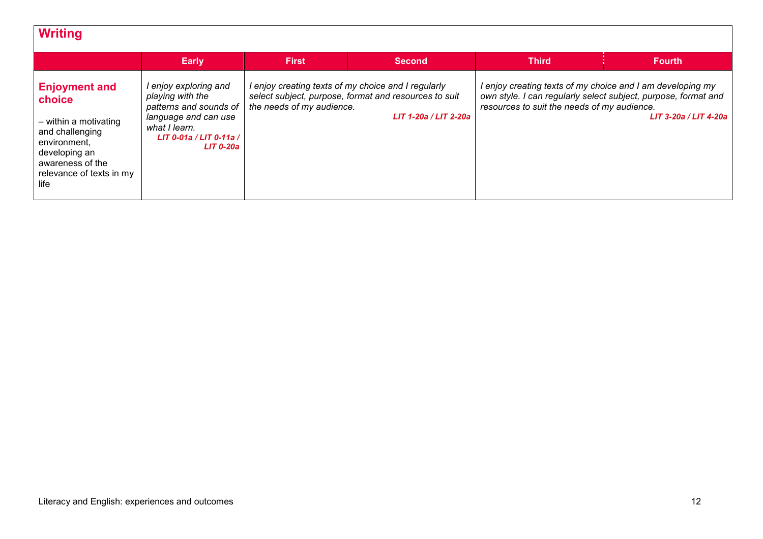## Writing

| | Early | First | Second | Third | Fourth |
|---|---|---|---|---|---|
| **Enjoyment and choice**<br>– within a motivating and challenging environment, developing an awareness of the relevance of texts in my life | *I enjoy exploring and playing with the patterns and sounds of language and can use what I learn.*<br>***LIT 0-01a / LIT 0-11a / LIT 0-20a*** | *I enjoy creating texts of my choice and I regularly select subject, purpose, format and resources to suit the needs of my audience.*<br>***LIT 1-20a / LIT 2-20a*** | | *I enjoy creating texts of my choice and I am developing my own style. I can regularly select subject, purpose, format and resources to suit the needs of my audience.*<br>***LIT 3-20a / LIT 4-20a*** | |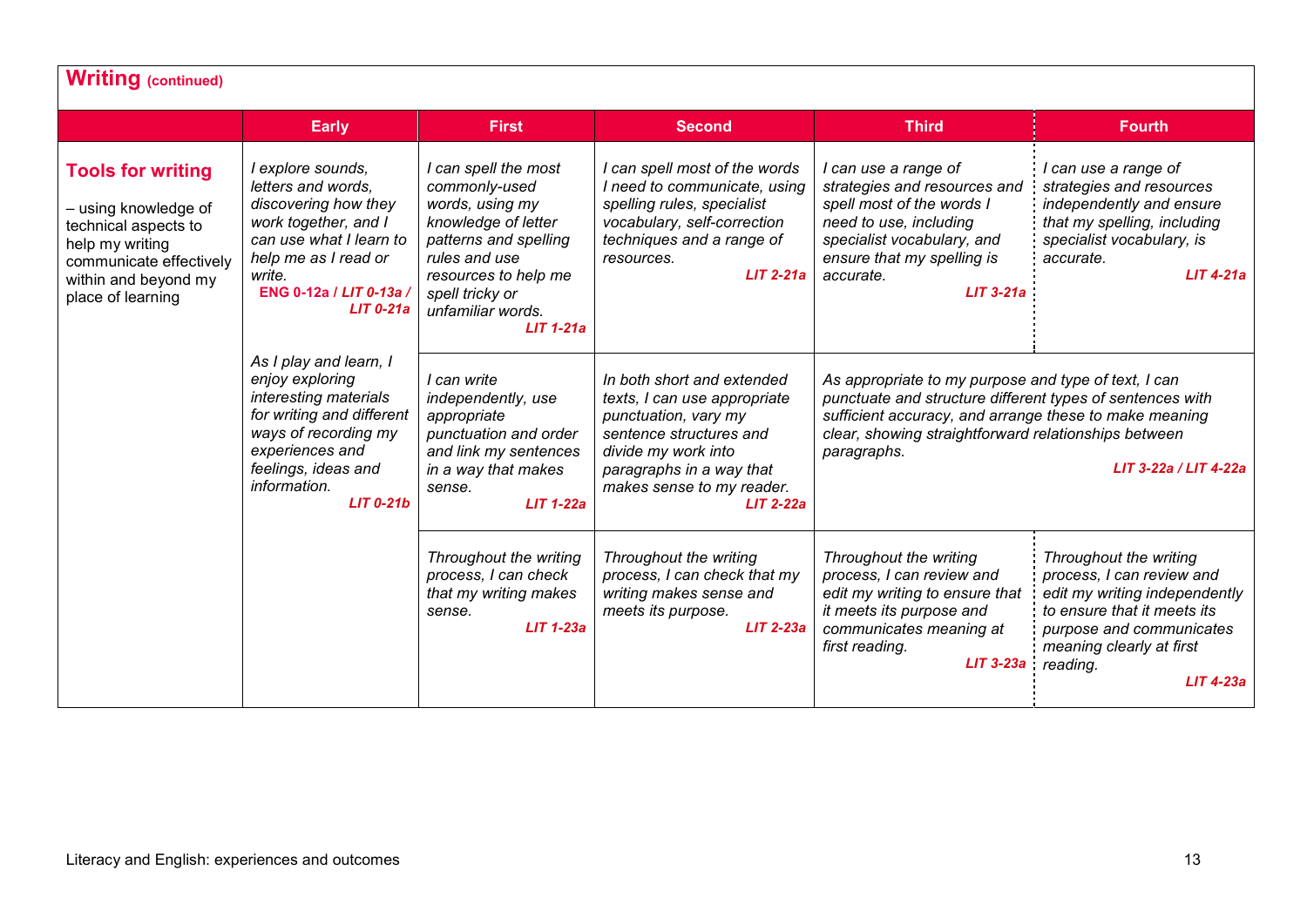## Writing (continued)

| | Early | First | Second | Third | Fourth |
|---|---|---|---|---|---|
| **Tools for writing** – using knowledge of technical aspects to help my writing communicate effectively within and beyond my place of learning | *I explore sounds, letters and words, discovering how they work together, and I can use what I learn to help me as I read or write.* **ENG 0-12a / *LIT 0-13a / LIT 0-21a*** | *I can spell the most commonly-used words, using my knowledge of letter patterns and spelling rules and use resources to help me spell tricky or unfamiliar words.* ***LIT 1-21a*** | *I can spell most of the words I need to communicate, using spelling rules, specialist vocabulary, self-correction techniques and a range of resources.* ***LIT 2-21a*** | *I can use a range of strategies and resources and spell most of the words I need to use, including specialist vocabulary, and ensure that my spelling is accurate.* ***LIT 3-21a*** | *I can use a range of strategies and resources independently and ensure that my spelling, including specialist vocabulary, is accurate.* ***LIT 4-21a*** |
| | *As I play and learn, I enjoy exploring interesting materials for writing and different ways of recording my experiences and feelings, ideas and information.* ***LIT 0-21b*** | *I can write independently, use appropriate punctuation and order and link my sentences in a way that makes sense.* ***LIT 1-22a*** | *In both short and extended texts, I can use appropriate punctuation, vary my sentence structures and divide my work into paragraphs in a way that makes sense to my reader.* ***LIT 2-22a*** | *As appropriate to my purpose and type of text, I can punctuate and structure different types of sentences with sufficient accuracy, and arrange these to make meaning clear, showing straightforward relationships between paragraphs.* ***LIT 3-22a / LIT 4-22a*** | |
| | | *Throughout the writing process, I can check that my writing makes sense.* ***LIT 1-23a*** | *Throughout the writing process, I can check that my writing makes sense and meets its purpose.* ***LIT 2-23a*** | *Throughout the writing process, I can review and edit my writing to ensure that it meets its purpose and communicates meaning at first reading.* ***LIT 3-23a*** | *Throughout the writing process, I can review and edit my writing independently to ensure that it meets its purpose and communicates meaning clearly at first reading.* ***LIT 4-23a*** |

Literacy and English: experiences and outcomes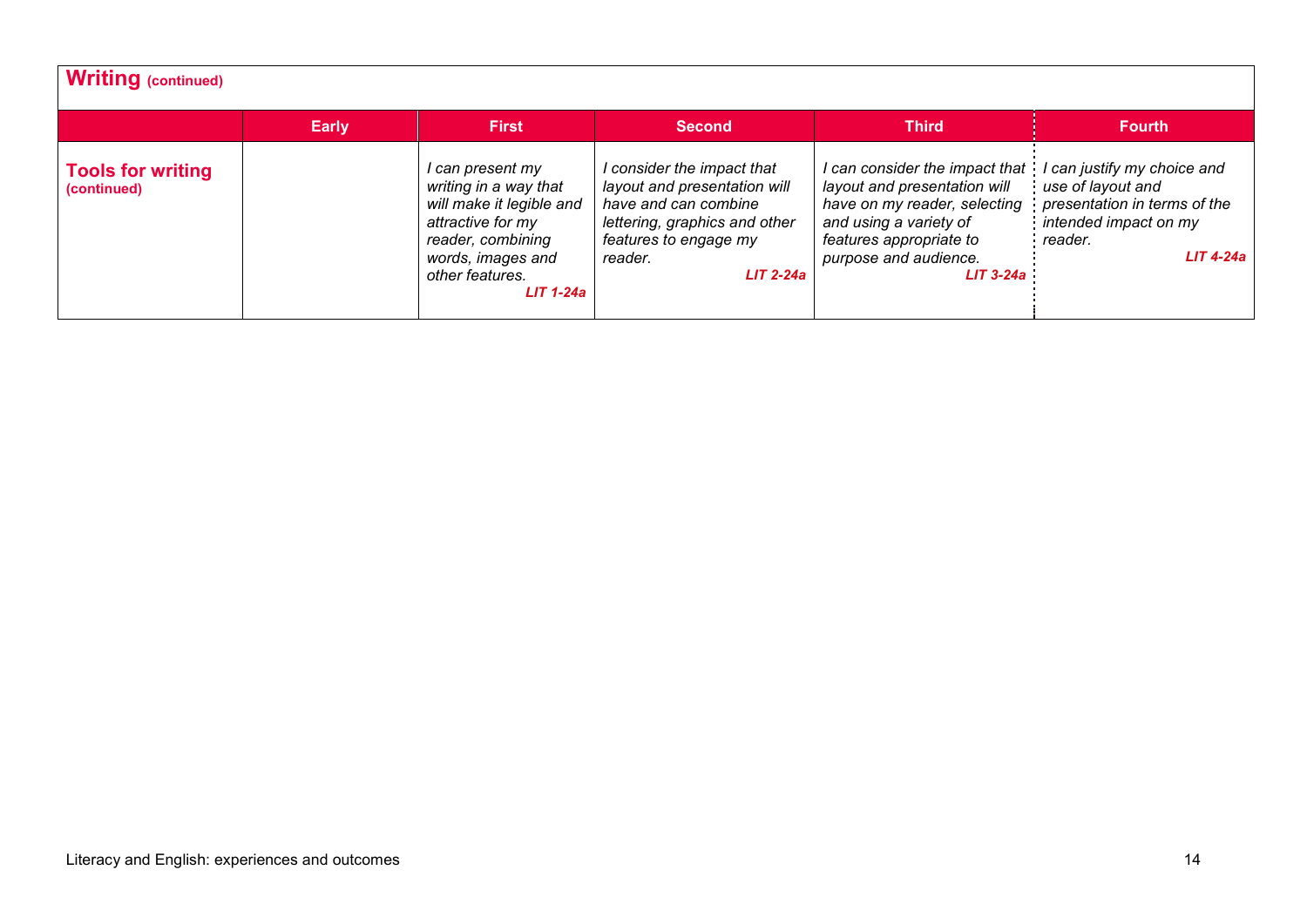## Writing (continued)

| | Early | First | Second | Third | Fourth |
|---|---|---|---|---|---|
| **Tools for writing** (continued) | | *I can present my writing in a way that will make it legible and attractive for my reader, combining words, images and other features.* ***LIT 1-24a*** | *I consider the impact that layout and presentation will have and can combine lettering, graphics and other features to engage my reader.* ***LIT 2-24a*** | *I can consider the impact that layout and presentation will have on my reader, selecting and using a variety of features appropriate to purpose and audience.* ***LIT 3-24a*** | *I can justify my choice and use of layout and presentation in terms of the intended impact on my reader.* ***LIT 4-24a*** |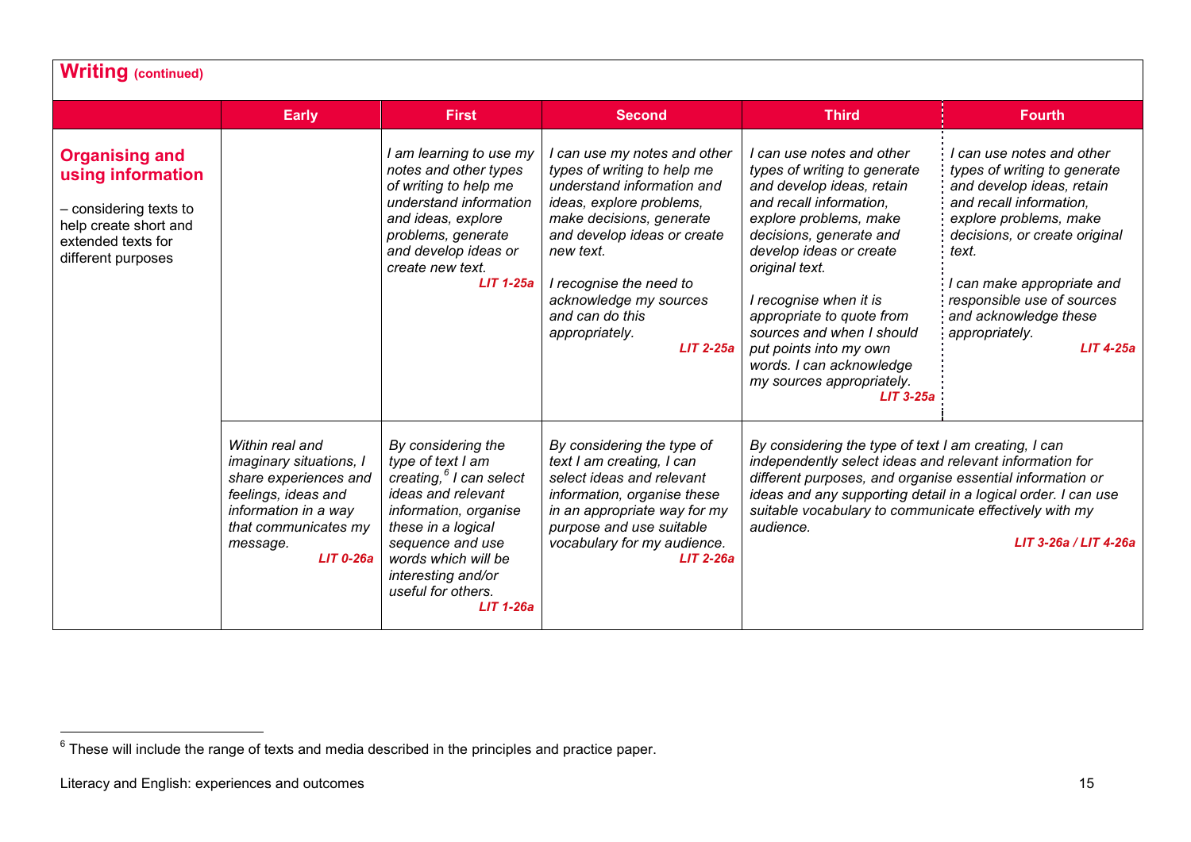## Writing (continued)

| | Early | First | Second | Third | Fourth |
|---|---|---|---|---|---|
| **Organising and using information**<br><br>– considering texts to help create short and extended texts for different purposes | | *I am learning to use my notes and other types of writing to help me understand information and ideas, explore problems, generate and develop ideas or create new text.*<br>**LIT 1-25a** | *I can use my notes and other types of writing to help me understand information and ideas, explore problems, make decisions, generate and develop ideas or create new text.*<br><br>*I recognise the need to acknowledge my sources and can do this appropriately.*<br>**LIT 2-25a** | *I can use notes and other types of writing to generate and develop ideas, retain and recall information, explore problems, make decisions, generate and develop ideas or create original text.*<br><br>*I recognise when it is appropriate to quote from sources and when I should put points into my own words. I can acknowledge my sources appropriately.*<br>**LIT 3-25a** | *I can use notes and other types of writing to generate and develop ideas, retain and recall information, explore problems, make decisions, or create original text.*<br><br>*I can make appropriate and responsible use of sources and acknowledge these appropriately.*<br>**LIT 4-25a** |
| | *Within real and imaginary situations, I share experiences and feelings, ideas and information in a way that communicates my message.*<br>**LIT 0-26a** | *By considering the type of text I am creating,*[6] *I can select ideas and relevant information, organise these in a logical sequence and use words which will be interesting and/or useful for others.*<br>**LIT 1-26a** | *By considering the type of text I am creating, I can select ideas and relevant information, organise these in an appropriate way for my purpose and use suitable vocabulary for my audience.*<br>**LIT 2-26a** | *By considering the type of text I am creating, I can independently select ideas and relevant information for different purposes, and organise essential information or ideas and any supporting detail in a logical order. I can use suitable vocabulary to communicate effectively with my audience.*<br>**LIT 3-26a / LIT 4-26a** | |

[6] These will include the range of texts and media described in the principles and practice paper.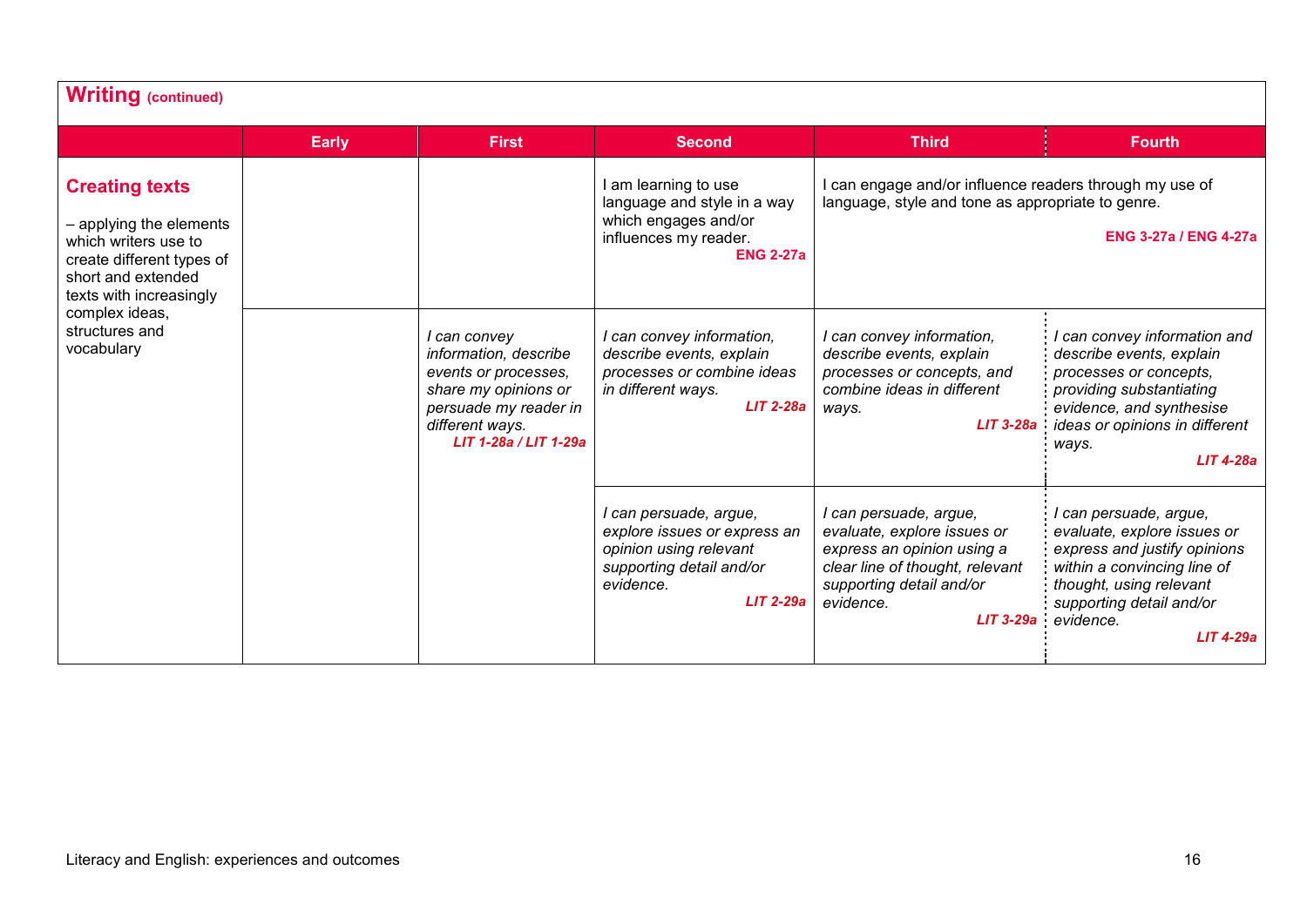## Writing (continued)

| | Early | First | Second | Third | Fourth |
|---|---|---|---|---|---|
| **Creating texts**<br><br>– applying the elements which writers use to create different types of short and extended texts with increasingly complex ideas, structures and vocabulary | | | I am learning to use language and style in a way which engages and/or influences my reader.<br>**ENG 2-27a** | I can engage and/or influence readers through my use of language, style and tone as appropriate to genre.<br>**ENG 3-27a / ENG 4-27a** | |
| | | *I can convey information, describe events or processes, share my opinions or persuade my reader in different ways.*<br>***LIT 1-28a / LIT 1-29a*** | *I can convey information, describe events, explain processes or combine ideas in different ways.*<br>***LIT 2-28a*** | *I can convey information, describe events, explain processes or concepts, and combine ideas in different ways.*<br>***LIT 3-28a*** | *I can convey information and describe events, explain processes or concepts, providing substantiating evidence, and synthesise ideas or opinions in different ways.*<br>***LIT 4-28a*** |
| | | | *I can persuade, argue, explore issues or express an opinion using relevant supporting detail and/or evidence.*<br>***LIT 2-29a*** | *I can persuade, argue, evaluate, explore issues or express an opinion using a clear line of thought, relevant supporting detail and/or evidence.*<br>***LIT 3-29a*** | *I can persuade, argue, evaluate, explore issues or express and justify opinions within a convincing line of thought, using relevant supporting detail and/or evidence.*<br>***LIT 4-29a*** |

Literacy and English: experiences and outcomes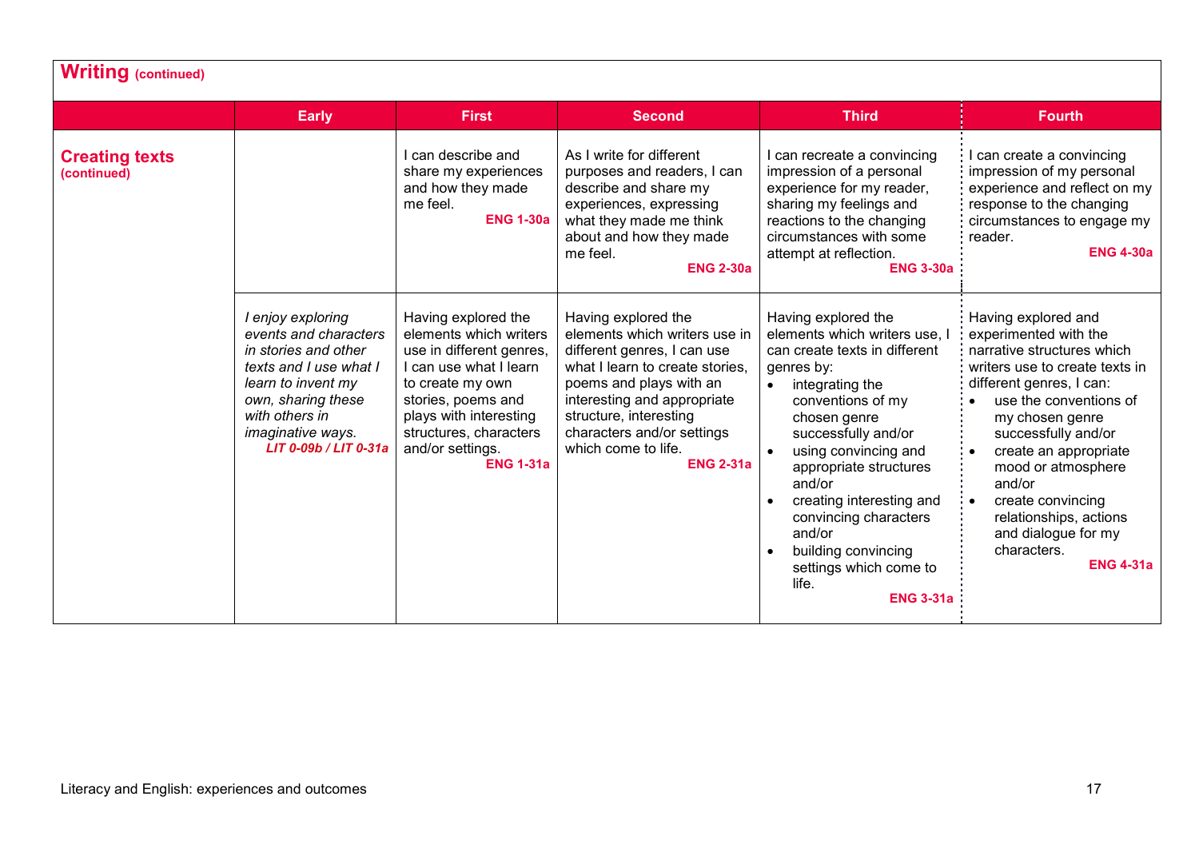## Writing (continued)

| | Early | First | Second | Third | Fourth |
|---|---|---|---|---|---|
| **Creating texts** (continued) | | I can describe and share my experiences and how they made me feel. **ENG 1-30a** | As I write for different purposes and readers, I can describe and share my experiences, expressing what they made me think about and how they made me feel. **ENG 2-30a** | I can recreate a convincing impression of a personal experience for my reader, sharing my feelings and reactions to the changing circumstances with some attempt at reflection. **ENG 3-30a** | I can create a convincing impression of my personal experience and reflect on my response to the changing circumstances to engage my reader. **ENG 4-30a** |
| | *I enjoy exploring events and characters in stories and other texts and I use what I learn to invent my own, sharing these with others in imaginative ways.* ***LIT 0-09b / LIT 0-31a*** | Having explored the elements which writers use in different genres, I can use what I learn to create my own stories, poems and plays with interesting structures, characters and/or settings. **ENG 1-31a** | Having explored the elements which writers use in different genres, I can use what I learn to create stories, poems and plays with an interesting and appropriate structure, interesting characters and/or settings which come to life. **ENG 2-31a** | Having explored the elements which writers use, I can create texts in different genres by:<br>• integrating the conventions of my chosen genre successfully and/or<br>• using convincing and appropriate structures and/or<br>• creating interesting and convincing characters and/or<br>• building convincing settings which come to life. **ENG 3-31a** | Having explored and experimented with the narrative structures which writers use to create texts in different genres, I can:<br>• use the conventions of my chosen genre successfully and/or<br>• create an appropriate mood or atmosphere and/or<br>• create convincing relationships, actions and dialogue for my characters. **ENG 4-31a** |